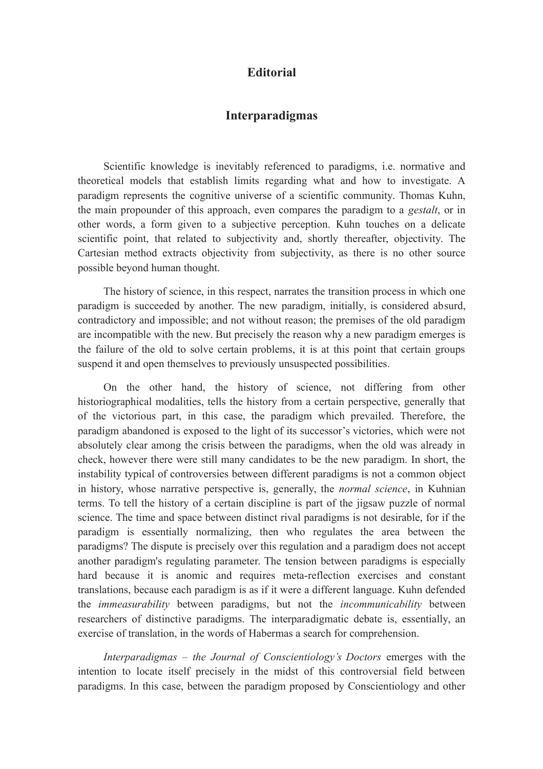# Editorial

## Interparadigmas

Scientific knowledge is inevitably referenced to paradigms, i.e. normative and theoretical models that establish limits regarding what and how to investigate. A paradigm represents the cognitive universe of a scientific community. Thomas Kuhn, the main propounder of this approach, even compares the paradigm to a *gestalt*, or in other words, a form given to a subjective perception. Kuhn touches on a delicate scientific point, that related to subjectivity and, shortly thereafter, objectivity. The Cartesian method extracts objectivity from subjectivity, as there is no other source possible beyond human thought.

The history of science, in this respect, narrates the transition process in which one paradigm is succeeded by another. The new paradigm, initially, is considered absurd, contradictory and impossible; and not without reason; the premises of the old paradigm are incompatible with the new. But precisely the reason why a new paradigm emerges is the failure of the old to solve certain problems, it is at this point that certain groups suspend it and open themselves to previously unsuspected possibilities.

On the other hand, the history of science, not differing from other historiographical modalities, tells the history from a certain perspective, generally that of the victorious part, in this case, the paradigm which prevailed. Therefore, the paradigm abandoned is exposed to the light of its successor's victories, which were not absolutely clear among the crisis between the paradigms, when the old was already in check, however there were still many candidates to be the new paradigm. In short, the instability typical of controversies between different paradigms is not a common object in history, whose narrative perspective is, generally, the *normal science*, in Kuhnian terms. To tell the history of a certain discipline is part of the jigsaw puzzle of normal science. The time and space between distinct rival paradigms is not desirable, for if the paradigm is essentially normalizing, then who regulates the area between the paradigms? The dispute is precisely over this regulation and a paradigm does not accept another paradigm's regulating parameter. The tension between paradigms is especially hard because it is anomic and requires meta-reflection exercises and constant translations, because each paradigm is as if it were a different language. Kuhn defended the *immeasurability* between paradigms, but not the *incommunicability* between researchers of distinctive paradigms. The interparadigmatic debate is, essentially, an exercise of translation, in the words of Habermas a search for comprehension.

*Interparadigmas – the Journal of Conscientiology's Doctors* emerges with the intention to locate itself precisely in the midst of this controversial field between paradigms. In this case, between the paradigm proposed by Conscientiology and other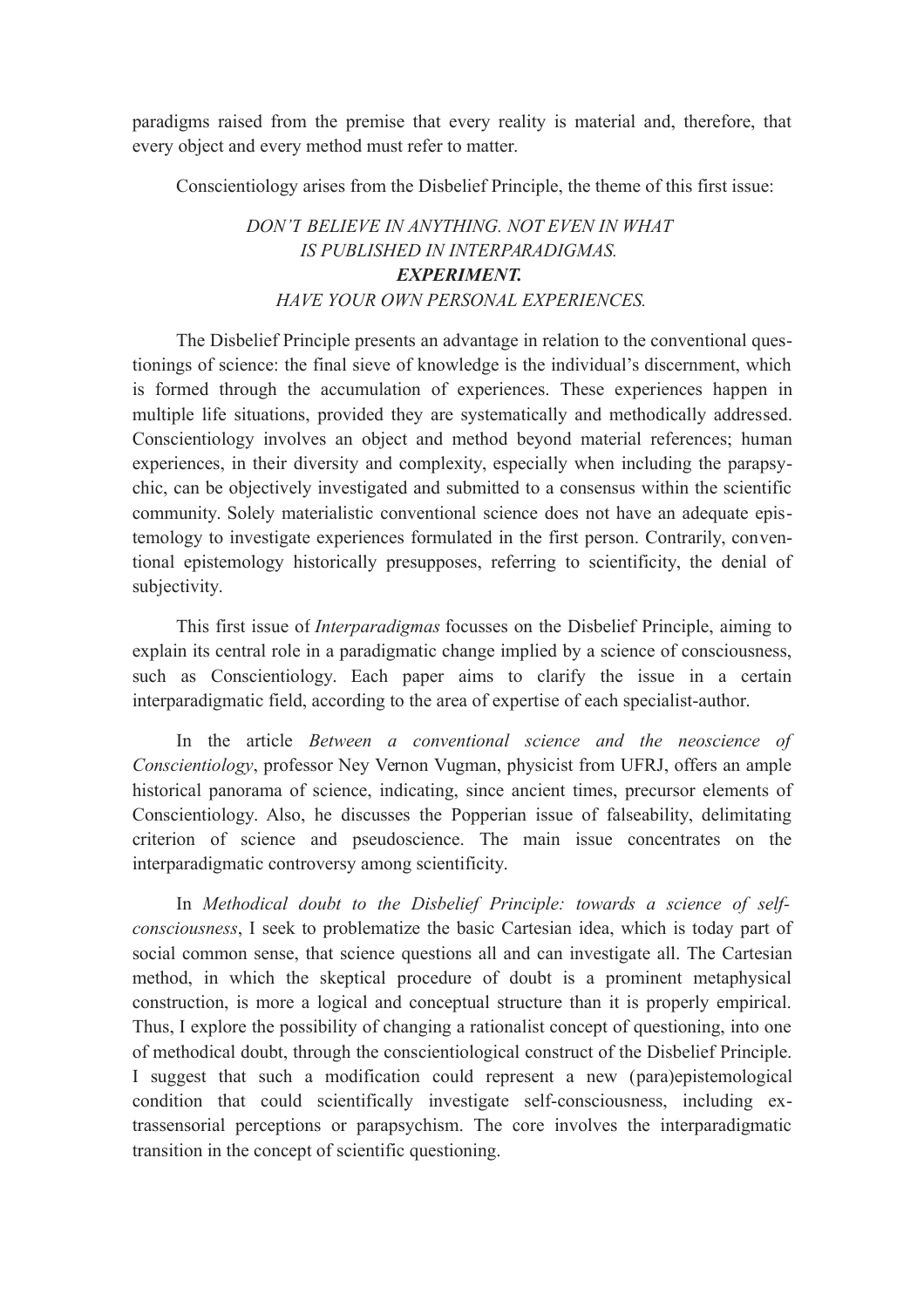paradigms raised from the premise that every reality is material and, therefore, that every object and every method must refer to matter.

Conscientiology arises from the Disbelief Principle, the theme of this first issue:

*DON'T BELIEVE IN ANYTHING. NOT EVEN IN WHAT IS PUBLISHED IN INTERPARADIGMAS.*
***EXPERIMENT.***
*HAVE YOUR OWN PERSONAL EXPERIENCES.*

The Disbelief Principle presents an advantage in relation to the conventional questionings of science: the final sieve of knowledge is the individual's discernment, which is formed through the accumulation of experiences. These experiences happen in multiple life situations, provided they are systematically and methodically addressed. Conscientiology involves an object and method beyond material references; human experiences, in their diversity and complexity, especially when including the parapsychic, can be objectively investigated and submitted to a consensus within the scientific community. Solely materialistic conventional science does not have an adequate epistemology to investigate experiences formulated in the first person. Contrarily, conventional epistemology historically presupposes, referring to scientificity, the denial of subjectivity.

This first issue of *Interparadigmas* focusses on the Disbelief Principle, aiming to explain its central role in a paradigmatic change implied by a science of consciousness, such as Conscientiology. Each paper aims to clarify the issue in a certain interparadigmatic field, according to the area of expertise of each specialist-author.

In the article *Between a conventional science and the neoscience of Conscientiology*, professor Ney Vernon Vugman, physicist from UFRJ, offers an ample historical panorama of science, indicating, since ancient times, precursor elements of Conscientiology. Also, he discusses the Popperian issue of falseability, delimitating criterion of science and pseudoscience. The main issue concentrates on the interparadigmatic controversy among scientificity.

In *Methodical doubt to the Disbelief Principle: towards a science of self-consciousness*, I seek to problematize the basic Cartesian idea, which is today part of social common sense, that science questions all and can investigate all. The Cartesian method, in which the skeptical procedure of doubt is a prominent metaphysical construction, is more a logical and conceptual structure than it is properly empirical. Thus, I explore the possibility of changing a rationalist concept of questioning, into one of methodical doubt, through the conscientiological construct of the Disbelief Principle. I suggest that such a modification could represent a new (para)epistemological condition that could scientifically investigate self-consciousness, including extrassensorial perceptions or parapsychism. The core involves the interparadigmatic transition in the concept of scientific questioning.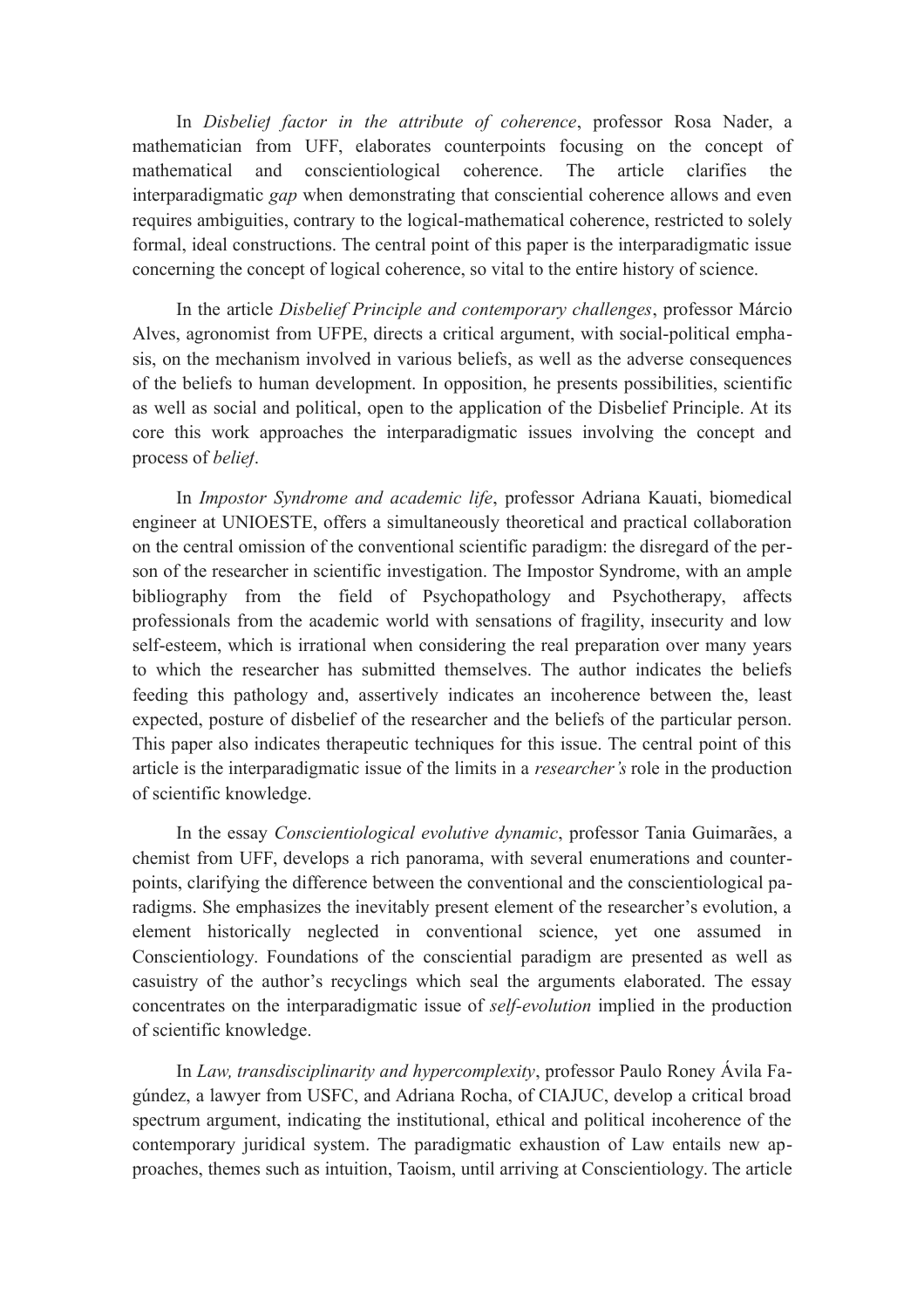In *Disbelief factor in the attribute of coherence*, professor Rosa Nader, a mathematician from UFF, elaborates counterpoints focusing on the concept of mathematical and conscientiological coherence. The article clarifies the interparadigmatic *gap* when demonstrating that consciential coherence allows and even requires ambiguities, contrary to the logical-mathematical coherence, restricted to solely formal, ideal constructions. The central point of this paper is the interparadigmatic issue concerning the concept of logical coherence, so vital to the entire history of science.

In the article *Disbelief Principle and contemporary challenges*, professor Márcio Alves, agronomist from UFPE, directs a critical argument, with social-political emphasis, on the mechanism involved in various beliefs, as well as the adverse consequences of the beliefs to human development. In opposition, he presents possibilities, scientific as well as social and political, open to the application of the Disbelief Principle. At its core this work approaches the interparadigmatic issues involving the concept and process of *belief*.

In *Impostor Syndrome and academic life*, professor Adriana Kauati, biomedical engineer at UNIOESTE, offers a simultaneously theoretical and practical collaboration on the central omission of the conventional scientific paradigm: the disregard of the person of the researcher in scientific investigation. The Impostor Syndrome, with an ample bibliography from the field of Psychopathology and Psychotherapy, affects professionals from the academic world with sensations of fragility, insecurity and low self-esteem, which is irrational when considering the real preparation over many years to which the researcher has submitted themselves. The author indicates the beliefs feeding this pathology and, assertively indicates an incoherence between the, least expected, posture of disbelief of the researcher and the beliefs of the particular person. This paper also indicates therapeutic techniques for this issue. The central point of this article is the interparadigmatic issue of the limits in a *researcher's* role in the production of scientific knowledge.

In the essay *Conscientiological evolutive dynamic*, professor Tania Guimarães, a chemist from UFF, develops a rich panorama, with several enumerations and counterpoints, clarifying the difference between the conventional and the conscientiological paradigms. She emphasizes the inevitably present element of the researcher's evolution, a element historically neglected in conventional science, yet one assumed in Conscientiology. Foundations of the consciential paradigm are presented as well as casuistry of the author's recyclings which seal the arguments elaborated. The essay concentrates on the interparadigmatic issue of *self-evolution* implied in the production of scientific knowledge.

In *Law, transdisciplinarity and hypercomplexity*, professor Paulo Roney Ávila Fagúndez, a lawyer from USFC, and Adriana Rocha, of CIAJUC, develop a critical broad spectrum argument, indicating the institutional, ethical and political incoherence of the contemporary juridical system. The paradigmatic exhaustion of Law entails new approaches, themes such as intuition, Taoism, until arriving at Conscientiology. The article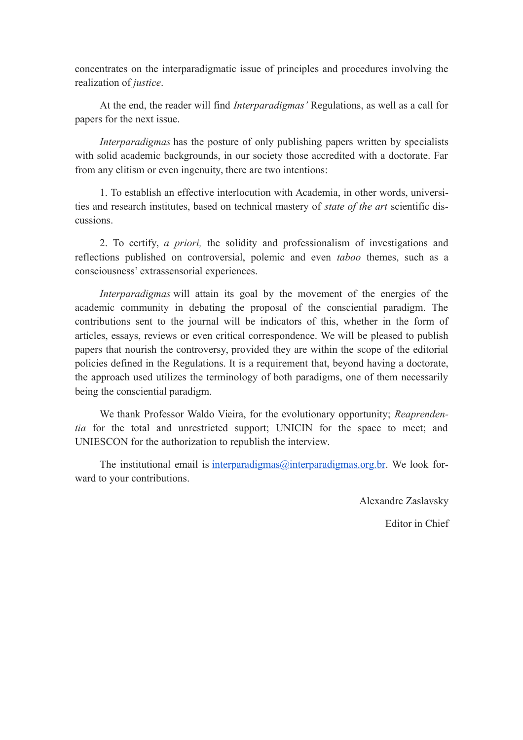concentrates on the interparadigmatic issue of principles and procedures involving the realization of *justice*.

At the end, the reader will find *Interparadigmas'* Regulations, as well as a call for papers for the next issue.

*Interparadigmas* has the posture of only publishing papers written by specialists with solid academic backgrounds, in our society those accredited with a doctorate. Far from any elitism or even ingenuity, there are two intentions:

1. To establish an effective interlocution with Academia, in other words, universities and research institutes, based on technical mastery of *state of the art* scientific discussions.

2. To certify, *a priori,* the solidity and professionalism of investigations and reflections published on controversial, polemic and even *taboo* themes, such as a consciousness' extrassensorial experiences.

*Interparadigmas* will attain its goal by the movement of the energies of the academic community in debating the proposal of the conscientatial paradigm. The contributions sent to the journal will be indicators of this, whether in the form of articles, essays, reviews or even critical correspondence. We will be pleased to publish papers that nourish the controversy, provided they are within the scope of the editorial policies defined in the Regulations. It is a requirement that, beyond having a doctorate, the approach used utilizes the terminology of both paradigms, one of them necessarily being the conscientatial paradigm.

We thank Professor Waldo Vieira, for the evolutionary opportunity; *Reaprendentia* for the total and unrestricted support; UNICIN for the space to meet; and UNIESCON for the authorization to republish the interview.

The institutional email is interparadigmas@interparadigmas.org.br. We look forward to your contributions.

Alexandre Zaslavsky

Editor in Chief